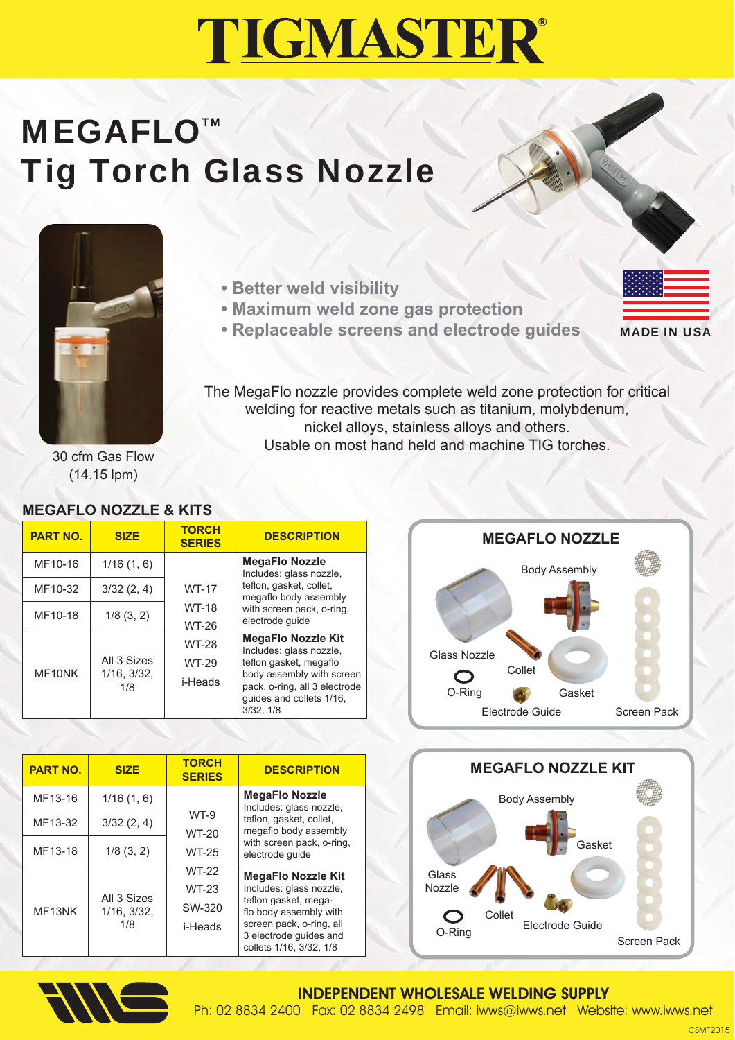# TIGMASTER®

# MEGAFLO™ Tig Torch Glass Nozzle

30 cfm Gas Flow (14.15 lpm)

- Better weld visibility
- Maximum weld zone gas protection
- Replaceable screens and electrode guides

MADE IN USA

The MegaFlo nozzle provides complete weld zone protection for critical welding for reactive metals such as titanium, molybdenum, nickel alloys, stainless alloys and others. Usable on most hand held and machine TIG torches.

## MEGAFLO NOZZLE & KITS

| PART NO. | SIZE | TORCH SERIES | DESCRIPTION |
|---|---|---|---|
| MF10-16 | 1/16 (1, 6) | WT-17 WT-18 WT-26 WT-28 WT-29 i-Heads | **MegaFlo Nozzle** Includes: glass nozzle, teflon, gasket, collet, megaflo body assembly with screen pack, o-ring, electrode guide |
| MF10-32 | 3/32 (2, 4) | | |
| MF10-18 | 1/8 (3, 2) | | |
| MF10NK | All 3 Sizes 1/16, 3/32, 1/8 | | **MegaFlo Nozzle Kit** Includes: glass nozzle, teflon gasket, megaflo body assembly with screen pack, o-ring, all 3 electrode guides and collets 1/16, 3/32, 1/8 |

| PART NO. | SIZE | TORCH SERIES | DESCRIPTION |
|---|---|---|---|
| MF13-16 | 1/16 (1, 6) | WT-9 WT-20 WT-25 WT-22 WT-23 SW-320 i-Heads | **MegaFlo Nozzle** Includes: glass nozzle, teflon, gasket, collet, megaflo body assembly with screen pack, o-ring, electrode guide |
| MF13-32 | 3/32 (2, 4) | | |
| MF13-18 | 1/8 (3, 2) | | |
| MF13NK | All 3 Sizes 1/16, 3/32, 1/8 | | **MegaFlo Nozzle Kit** Includes: glass nozzle, teflon gasket, mega-flo body assembly with screen pack, o-ring, all 3 electrode guides and collets 1/16, 3/32, 1/8 |

### MEGAFLO NOZZLE

Body Assembly, Glass Nozzle, Collet, O-Ring, Gasket, Electrode Guide, Screen Pack

### MEGAFLO NOZZLE KIT

Body Assembly, Gasket, Glass Nozzle, Collet, O-Ring, Electrode Guide, Screen Pack

**INDEPENDENT WHOLESALE WELDING SUPPLY**
Ph: 02 8834 2400 Fax: 02 8834 2498 Email: iwws@iwws.net Website: www.iwws.net

CSMF2015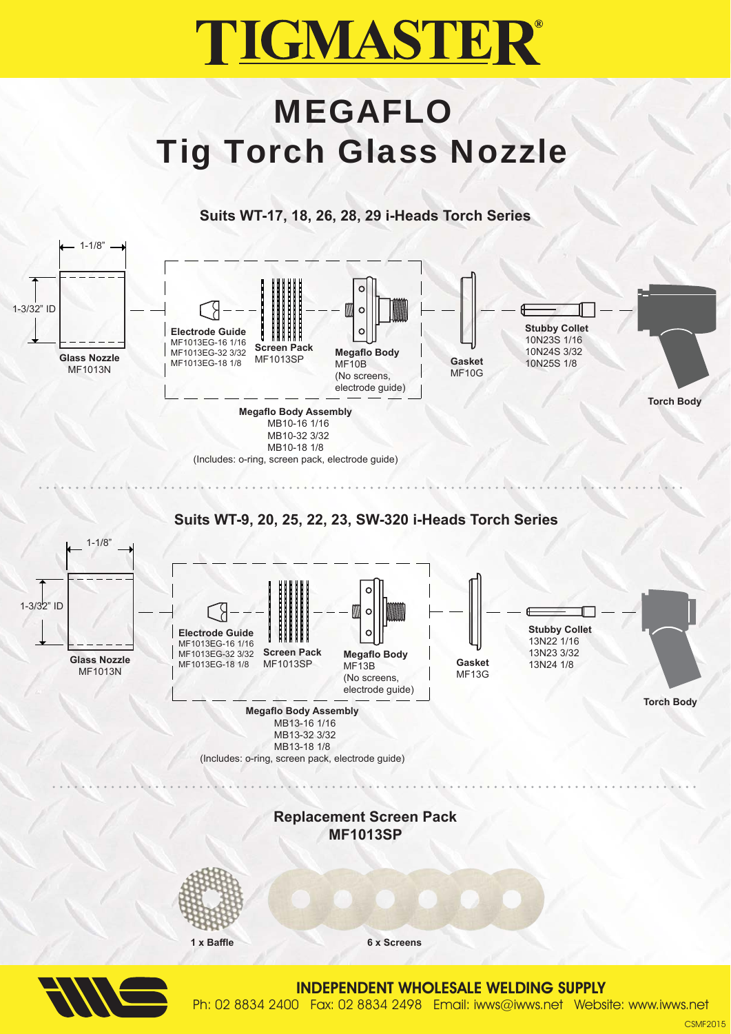# TIGMASTER®

# MEGAFLO
# Tig Torch Glass Nozzle

### Suits WT-17, 18, 26, 28, 29 i-Heads Torch Series

1-1/8"

1-3/32" ID

**Glass Nozzle**
MF1013N

**Electrode Guide**
MF1013EG-16 1/16
MF1013EG-32 3/32
MF1013EG-18 1/8

**Screen Pack**
MF1013SP

**Megaflo Body**
MF10B
(No screens, electrode guide)

**Gasket**
MF10G

**Stubby Collet**
10N23S 1/16
10N24S 3/32
10N25S 1/8

**Torch Body**

**Megaflo Body Assembly**
MB10-16 1/16
MB10-32 3/32
MB10-18 1/8
(Includes: o-ring, screen pack, electrode guide)

### Suits WT-9, 20, 25, 22, 23, SW-320 i-Heads Torch Series

1-1/8"

1-3/32" ID

**Glass Nozzle**
MF1013N

**Electrode Guide**
MF1013EG-16 1/16
MF1013EG-32 3/32
MF1013EG-18 1/8

**Screen Pack**
MF1013SP

**Megaflo Body**
MF13B
(No screens, electrode guide)

**Gasket**
MF13G

**Stubby Collet**
13N22 1/16
13N23 3/32
13N24 1/8

**Torch Body**

**Megaflo Body Assembly**
MB13-16 1/16
MB13-32 3/32
MB13-18 1/8
(Includes: o-ring, screen pack, electrode guide)

### Replacement Screen Pack
### MF1013SP

**1 x Baffle**

**6 x Screens**

**INDEPENDENT WHOLESALE WELDING SUPPLY**
Ph: 02 8834 2400 Fax: 02 8834 2498 Email: iwws@iwws.net Website: www.iwws.net

CSMF2015